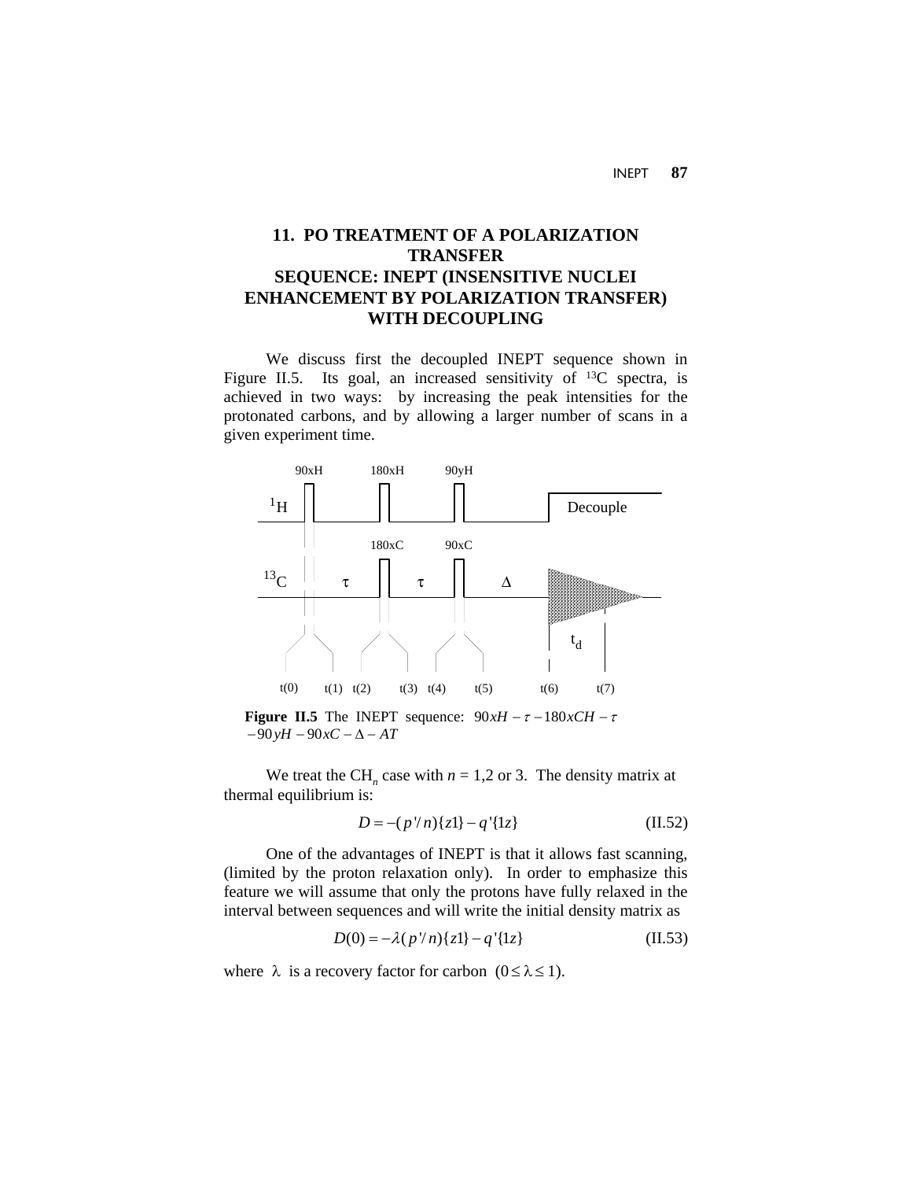## 11. PO TREATMENT OF A POLARIZATION TRANSFER SEQUENCE: INEPT (INSENSITIVE NUCLEI ENHANCEMENT BY POLARIZATION TRANSFER) WITH DECOUPLING

We discuss first the decoupled INEPT sequence shown in Figure II.5. Its goal, an increased sensitivity of $^{13}C$ spectra, is achieved in two ways: by increasing the peak intensities for the protonated carbons, and by allowing a larger number of scans in a given experiment time.

**Figure II.5** The INEPT sequence: $90xH - \tau - 180xCH - \tau - 90yH - 90xC - \Delta - AT$

We treat the $CH_n$ case with $n$ = 1,2 or 3. The density matrix at thermal equilibrium is:

$$D = -(p'/n)\{z1\} - q'\{1z\} \tag{II.52}$$

One of the advantages of INEPT is that it allows fast scanning, (limited by the proton relaxation only). In order to emphasize this feature we will assume that only the protons have fully relaxed in the interval between sequences and will write the initial density matrix as

$$D(0) = -\lambda(p'/n)\{z1\} - q'\{1z\} \tag{II.53}$$

where $\lambda$ is a recovery factor for carbon $(0 \leq \lambda \leq 1)$.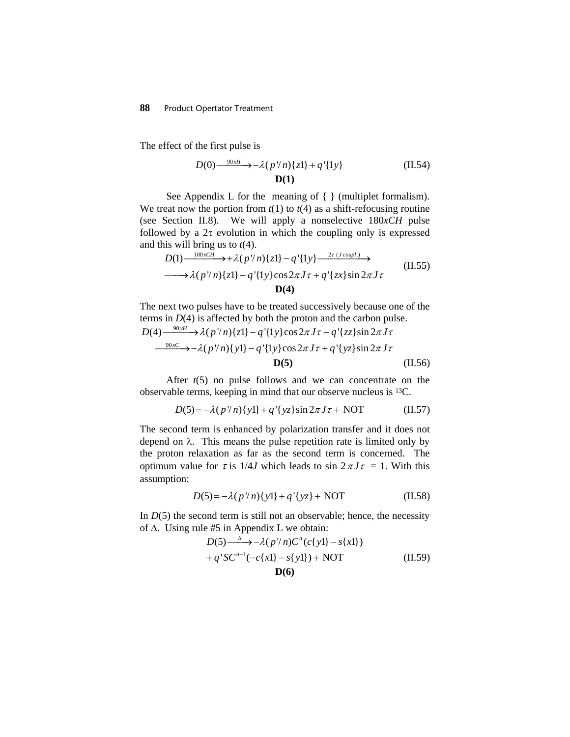The effect of the first pulse is

$$D(0)\xrightarrow{90xH}-\lambda(p'/n)\{z1\}+q'\{1y\} \tag{II.54}$$

**D(1)**

See Appendix L for the meaning of { } (multiplet formalism). We treat now the portion from $t(1)$ to $t(4)$ as a shift-refocusing routine (see Section II.8). We will apply a nonselective 180*xCH* pulse followed by a $2\tau$ evolution in which the coupling only is expressed and this will bring us to $t(4)$.

$$\begin{aligned} D(1)&\xrightarrow{180xCH}+\lambda(p'/n)\{z1\}-q'\{1y\}\xrightarrow{2\tau\ (J\,coupl.)} \\ &\longrightarrow\lambda(p'/n)\{z1\}-q'\{1y\}\cos 2\pi J\tau+q'\{zx\}\sin 2\pi J\tau \end{aligned} \tag{II.55}$$

**D(4)**

The next two pulses have to be treated successively because one of the terms in $D(4)$ is affected by both the proton and the carbon pulse.

$$\begin{aligned} D(4)&\xrightarrow{90yH}\lambda(p'/n)\{z1\}-q'\{1y\}\cos 2\pi J\tau-q'\{zz\}\sin 2\pi J\tau \\ &\xrightarrow{90xC}-\lambda(p'/n)\{y1\}-q'\{1y\}\cos 2\pi J\tau+q'\{yz\}\sin 2\pi J\tau \end{aligned} \tag{II.56}$$

**D(5)**

After $t(5)$ no pulse follows and we can concentrate on the observable terms, keeping in mind that our observe nucleus is $^{13}C$.

$$D(5)=-\lambda(p'/n)\{y1\}+q'\{yz\}\sin 2\pi J\tau+\text{ NOT} \tag{II.57}$$

The second term is enhanced by polarization transfer and it does not depend on $\lambda$. This means the pulse repetition rate is limited only by the proton relaxation as far as the second term is concerned. The optimum value for $\tau$ is $1/4J$ which leads to $\sin 2\pi J\tau = 1$. With this assumption:

$$D(5)=-\lambda(p'/n)\{y1\}+q'\{yz\}+\text{ NOT} \tag{II.58}$$

In $D(5)$ the second term is still not an observable; hence, the necessity of $\Delta$. Using rule #5 in Appendix L we obtain:

$$\begin{aligned} D(5)&\xrightarrow{\Delta}-\lambda(p'/n)C^{n}(c\{y1\}-s\{x1\}) \\ &+q'SC^{n-1}(-c\{x1\}-s\{y1\})+\text{ NOT} \end{aligned} \tag{II.59}$$

**D(6)**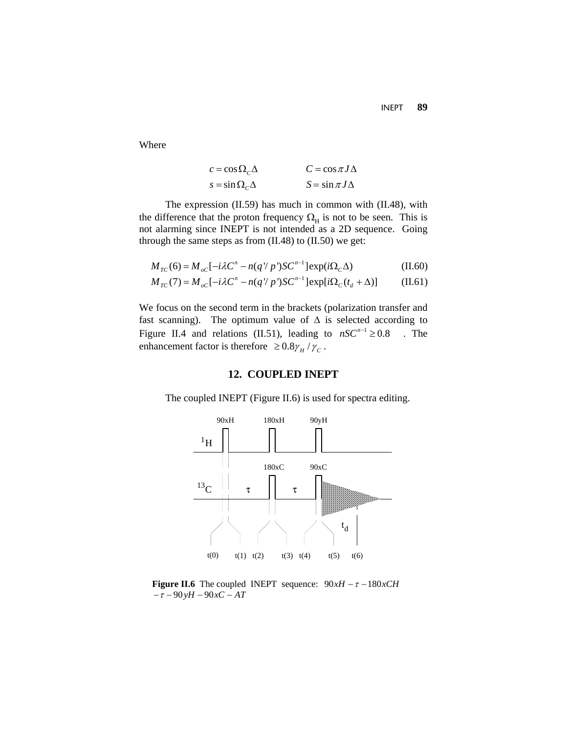Where

$$c = \cos\Omega_C\Delta \qquad C = \cos\pi J\Delta$$
$$s = \sin\Omega_C\Delta \qquad S = \sin\pi J\Delta$$

The expression (II.59) has much in common with (II.48), with the difference that the proton frequency $\Omega_H$ is not to be seen. This is not alarming since INEPT is not intended as a 2D sequence. Going through the same steps as from (II.48) to (II.50) we get:

$$M_{TC}(6) = M_{oC}[-i\lambda C^n - n(q'/p')SC^{n-1}]\exp(i\Omega_C\Delta) \qquad \text{(II.60)}$$
$$M_{TC}(7) = M_{oC}[-i\lambda C^n - n(q'/p')SC^{n-1}]\exp[i\Omega_C(t_d + \Delta)] \qquad \text{(II.61)}$$

We focus on the second term in the brackets (polarization transfer and fast scanning). The optimum value of $\Delta$ is selected according to Figure II.4 and relations (II.51), leading to $nSC^{n-1} \geq 0.8$ . The enhancement factor is therefore $\geq 0.8\gamma_H / \gamma_C$ .

## 12. COUPLED INEPT

The coupled INEPT (Figure II.6) is used for spectra editing.

**Figure II.6** The coupled INEPT sequence: $90xH - \tau - 180xCH - \tau - 90yH - 90xC - AT$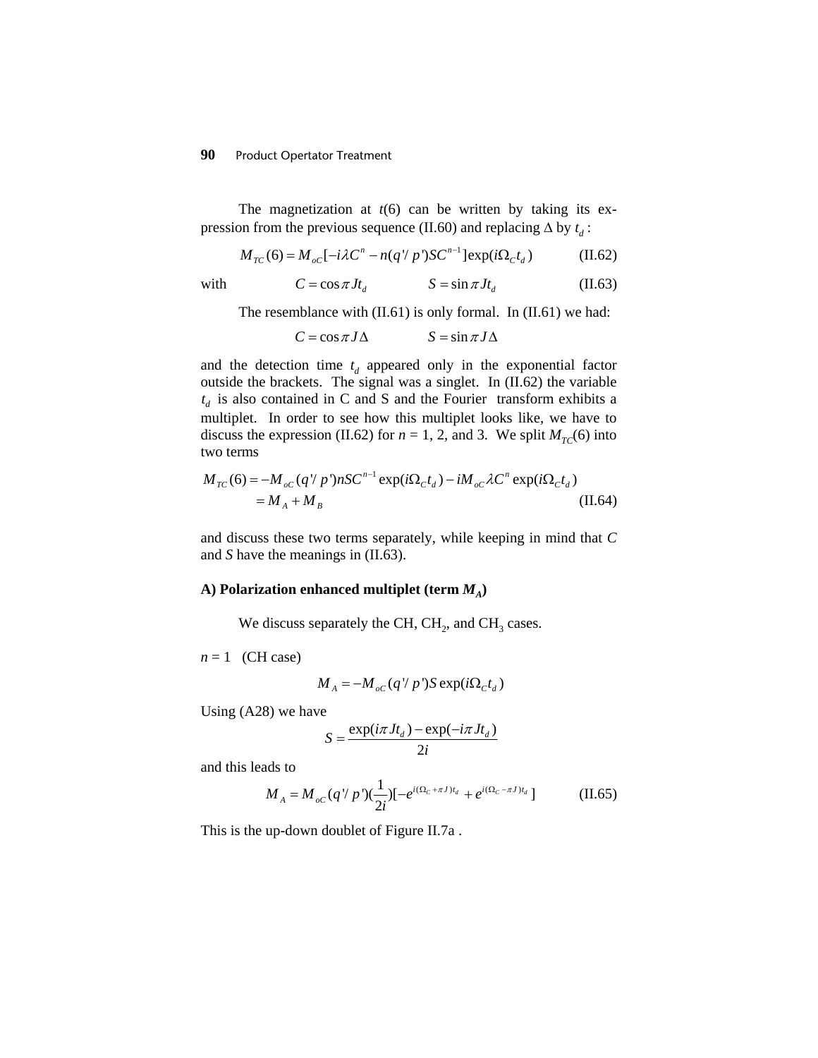The magnetization at $t(6)$ can be written by taking its expression from the previous sequence (II.60) and replacing $\Delta$ by $t_d$ :

$$M_{TC}(6) = M_{oC}[-i\lambda C^n - n(q'/p')SC^{n-1}]\exp(i\Omega_C t_d) \tag{II.62}$$

with $\quad C = \cos\pi J t_d \qquad S = \sin\pi J t_d \qquad$ (II.63)

The resemblance with (II.61) is only formal. In (II.61) we had:

$$C = \cos\pi J\Delta \qquad S = \sin\pi J\Delta$$

and the detection time $t_d$ appeared only in the exponential factor outside the brackets. The signal was a singlet. In (II.62) the variable $t_d$ is also contained in C and S and the Fourier transform exhibits a multiplet. In order to see how this multiplet looks like, we have to discuss the expression (II.62) for $n$ = 1, 2, and 3. We split $M_{TC}(6)$ into two terms

$$\begin{aligned} M_{TC}(6) &= -M_{oC}(q'/p')nSC^{n-1}\exp(i\Omega_C t_d) - iM_{oC}\lambda C^n\exp(i\Omega_C t_d) \\ &= M_A + M_B \end{aligned} \tag{II.64}$$

and discuss these two terms separately, while keeping in mind that $C$ and $S$ have the meanings in (II.63).

**A) Polarization enhanced multiplet (term $M_A$)**

We discuss separately the CH, $CH_2$, and $CH_3$ cases.

$n = 1$ (CH case)

$$M_A = -M_{oC}(q'/p')S\exp(i\Omega_C t_d)$$

Using (A28) we have

$$S = \frac{\exp(i\pi J t_d) - \exp(-i\pi J t_d)}{2i}$$

and this leads to

$$M_A = M_{oC}(q'/p')(\frac{1}{2i})[-e^{i(\Omega_C+\pi J)t_d} + e^{i(\Omega_C-\pi J)t_d}] \tag{II.65}$$

This is the up-down doublet of Figure II.7a .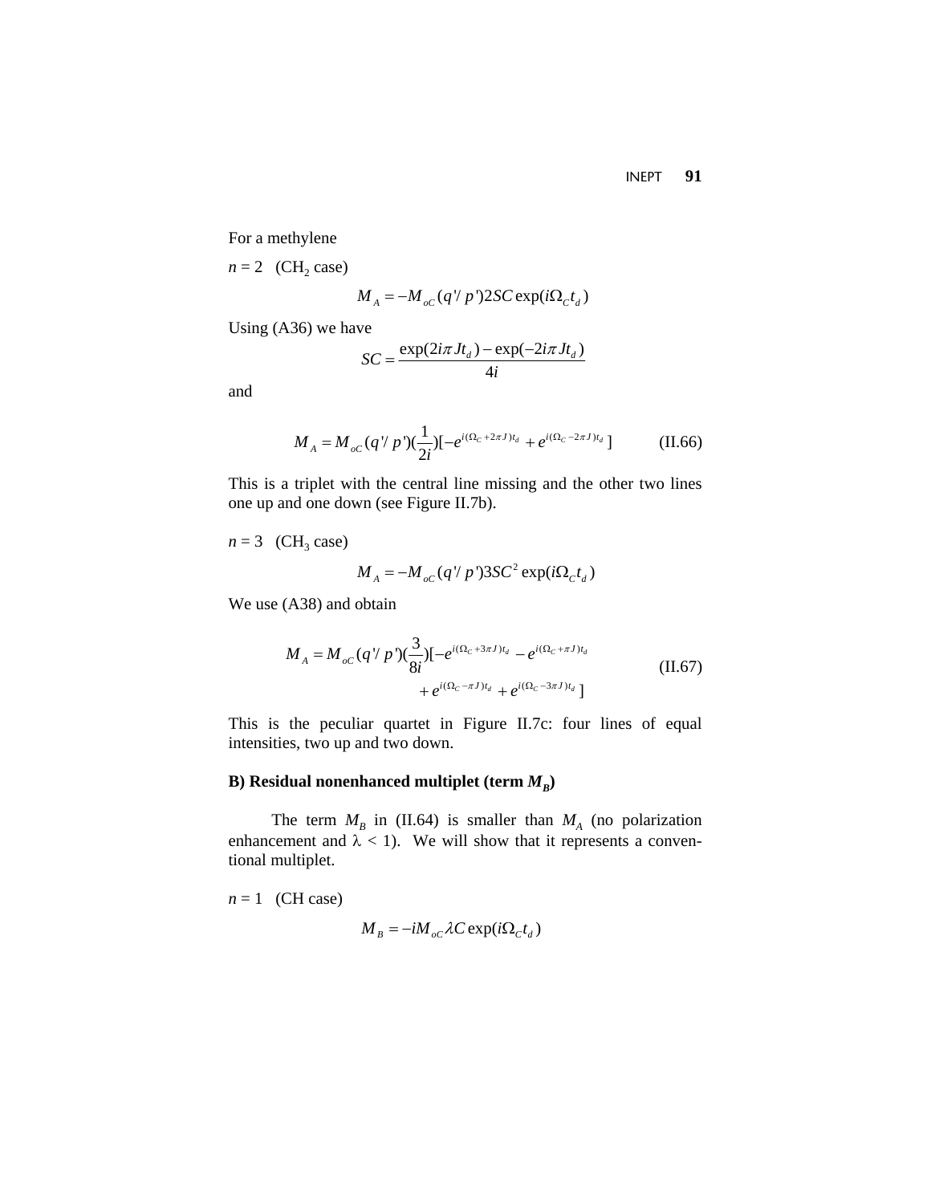For a methylene

$n = 2$ ($CH_2$ case)

$$M_A = -M_{oC}(q'/p')2SC\exp(i\Omega_C t_d)$$

Using (A36) we have

$$SC = \frac{\exp(2i\pi Jt_d) - \exp(-2i\pi Jt_d)}{4i}$$

and

$$M_A = M_{oC}(q'/p')(\frac{1}{2i})[-e^{i(\Omega_C + 2\pi J)t_d} + e^{i(\Omega_C - 2\pi J)t_d}] \qquad \text{(II.66)}$$

This is a triplet with the central line missing and the other two lines one up and one down (see Figure II.7b).

$n = 3$ ($CH_3$ case)

$$M_A = -M_{oC}(q'/p')3SC^2\exp(i\Omega_C t_d)$$

We use (A38) and obtain

$$M_A = M_{oC}(q'/p')(\frac{3}{8i})[-e^{i(\Omega_C + 3\pi J)t_d} - e^{i(\Omega_C + \pi J)t_d} + e^{i(\Omega_C - \pi J)t_d} + e^{i(\Omega_C - 3\pi J)t_d}] \qquad \text{(II.67)}$$

This is the peculiar quartet in Figure II.7c: four lines of equal intensities, two up and two down.

**B) Residual nonenhanced multiplet (term $M_B$)**

The term $M_B$ in (II.64) is smaller than $M_A$ (no polarization enhancement and $\lambda < 1$). We will show that it represents a conventional multiplet.

$n = 1$ (CH case)

$$M_B = -iM_{oC}\lambda C\exp(i\Omega_C t_d)$$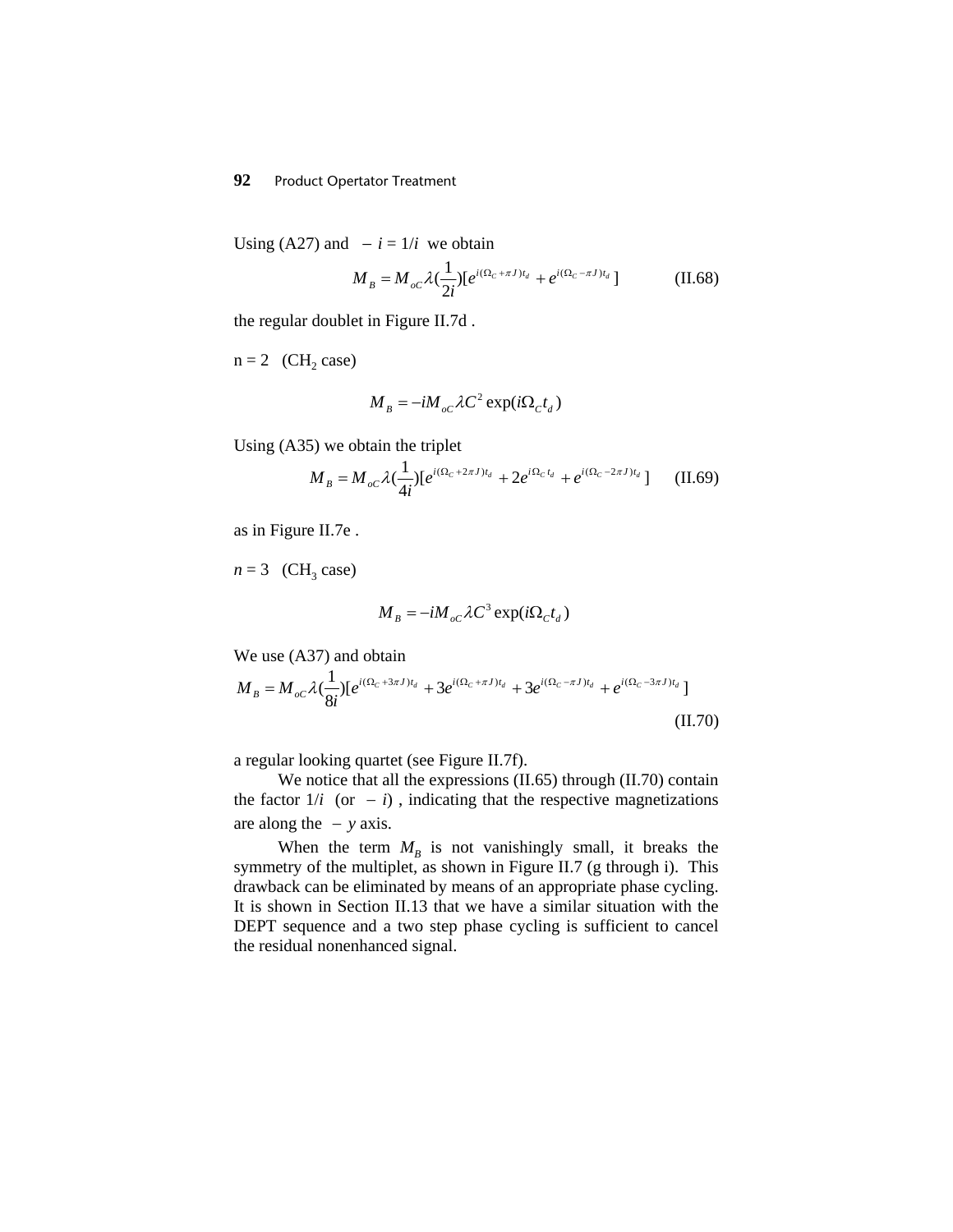Using (A27) and $-i = 1/i$ we obtain

$$M_B = M_{oC}\lambda(\frac{1}{2i})[e^{i(\Omega_C + \pi J)t_d} + e^{i(\Omega_C - \pi J)t_d}] \qquad \text{(II.68)}$$

the regular doublet in Figure II.7d .

n = 2 ($CH_2$ case)

$$M_B = -iM_{oC}\lambda C^2 \exp(i\Omega_C t_d)$$

Using (A35) we obtain the triplet

$$M_B = M_{oC}\lambda(\frac{1}{4i})[e^{i(\Omega_C + 2\pi J)t_d} + 2e^{i\Omega_C t_d} + e^{i(\Omega_C - 2\pi J)t_d}] \qquad \text{(II.69)}$$

as in Figure II.7e .

$n = 3$ ($CH_3$ case)

$$M_B = -iM_{oC}\lambda C^3 \exp(i\Omega_C t_d)$$

We use (A37) and obtain

$$M_B = M_{oC}\lambda(\frac{1}{8i})[e^{i(\Omega_C + 3\pi J)t_d} + 3e^{i(\Omega_C + \pi J)t_d} + 3e^{i(\Omega_C - \pi J)t_d} + e^{i(\Omega_C - 3\pi J)t_d}] \qquad \text{(II.70)}$$

a regular looking quartet (see Figure II.7f).

We notice that all the expressions (II.65) through (II.70) contain the factor $1/i$ (or $-i$) , indicating that the respective magnetizations are along the $-y$ axis.

When the term $M_B$ is not vanishingly small, it breaks the symmetry of the multiplet, as shown in Figure II.7 (g through i). This drawback can be eliminated by means of an appropriate phase cycling. It is shown in Section II.13 that we have a similar situation with the DEPT sequence and a two step phase cycling is sufficient to cancel the residual nonenhanced signal.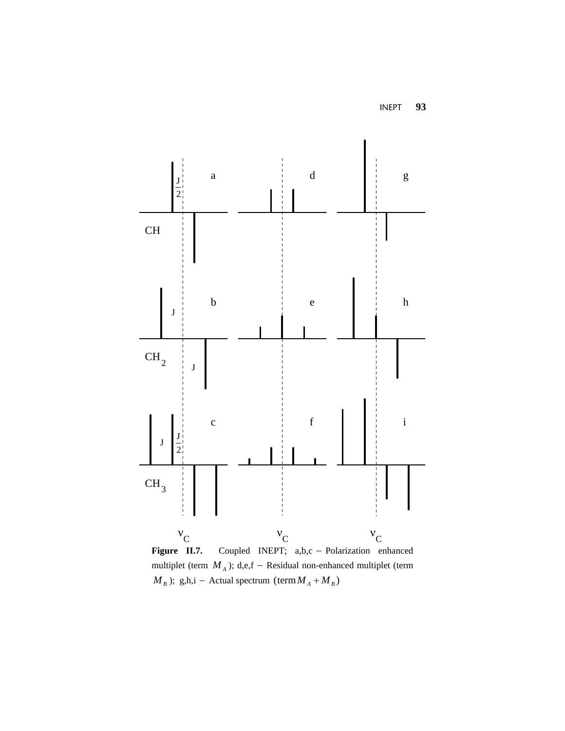a

d

g

$\frac{J}{2}$

CH

b

e

h

J

$CH_2$

J

c

f

i

J

$\frac{J}{2}$

$CH_3$

$\nu_C$

$\nu_C$

$\nu_C$

**Figure II.7.** Coupled INEPT; a,b,c − Polarization enhanced multiplet (term $M_A$); d,e,f − Residual non-enhanced multiplet (term $M_B$); g,h,i − Actual spectrum $(\text{term}\, M_A + M_B)$